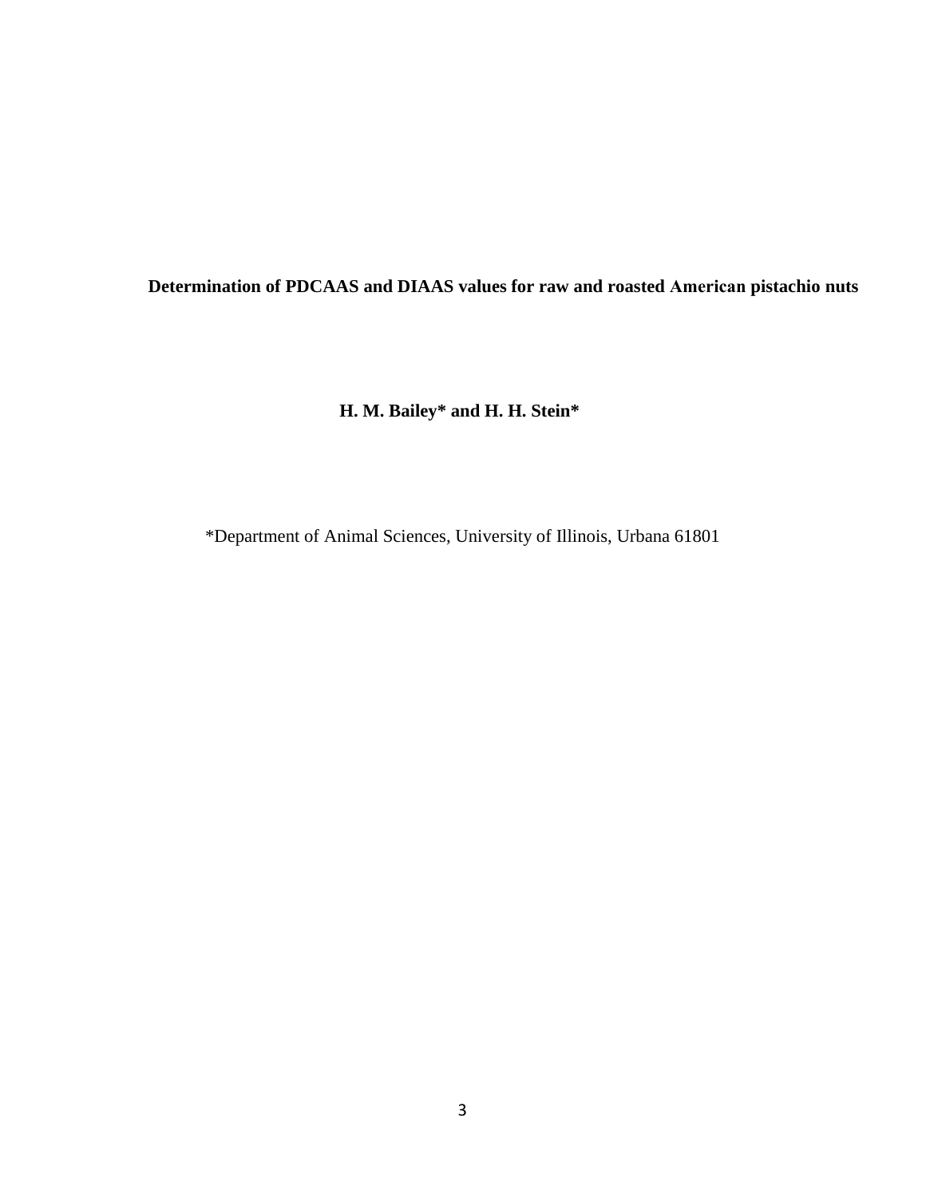# Determination of PDCAAS and DIAAS values for raw and roasted American pistachio nuts

**H. M. Bailey* and H. H. Stein***

*Department of Animal Sciences, University of Illinois, Urbana 61801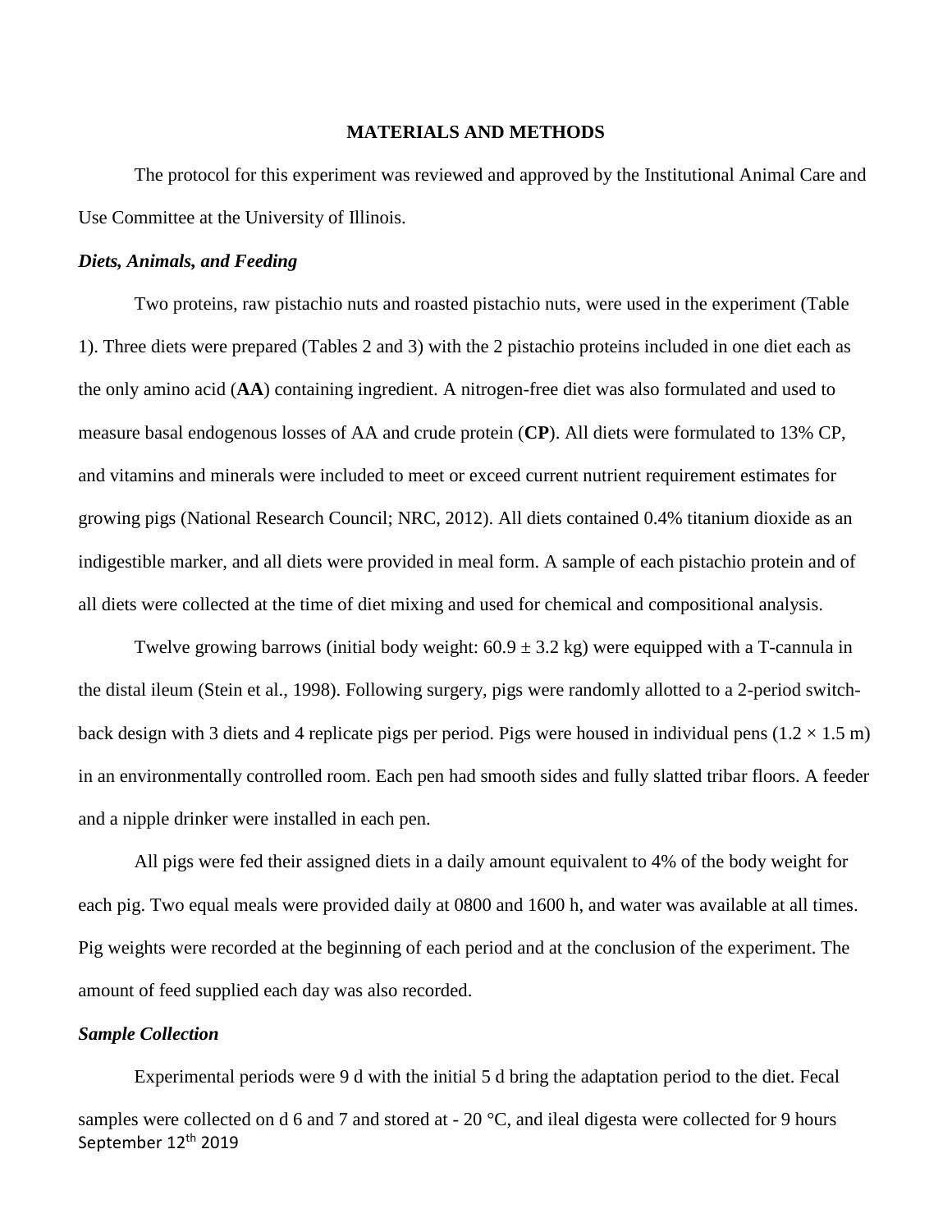# MATERIALS AND METHODS

The protocol for this experiment was reviewed and approved by the Institutional Animal Care and Use Committee at the University of Illinois.

### *Diets, Animals, and Feeding*

Two proteins, raw pistachio nuts and roasted pistachio nuts, were used in the experiment (Table 1). Three diets were prepared (Tables 2 and 3) with the 2 pistachio proteins included in one diet each as the only amino acid (**AA**) containing ingredient. A nitrogen-free diet was also formulated and used to measure basal endogenous losses of AA and crude protein (**CP**). All diets were formulated to 13% CP, and vitamins and minerals were included to meet or exceed current nutrient requirement estimates for growing pigs (National Research Council; NRC, 2012). All diets contained 0.4% titanium dioxide as an indigestible marker, and all diets were provided in meal form. A sample of each pistachio protein and of all diets were collected at the time of diet mixing and used for chemical and compositional analysis.

Twelve growing barrows (initial body weight: 60.9 ± 3.2 kg) were equipped with a T-cannula in the distal ileum (Stein et al., 1998). Following surgery, pigs were randomly allotted to a 2-period switch-back design with 3 diets and 4 replicate pigs per period. Pigs were housed in individual pens (1.2 × 1.5 m) in an environmentally controlled room. Each pen had smooth sides and fully slatted tribar floors. A feeder and a nipple drinker were installed in each pen.

All pigs were fed their assigned diets in a daily amount equivalent to 4% of the body weight for each pig. Two equal meals were provided daily at 0800 and 1600 h, and water was available at all times. Pig weights were recorded at the beginning of each period and at the conclusion of the experiment. The amount of feed supplied each day was also recorded.

### *Sample Collection*

Experimental periods were 9 d with the initial 5 d bring the adaptation period to the diet. Fecal samples were collected on d 6 and 7 and stored at - 20 °C, and ileal digesta were collected for 9 hours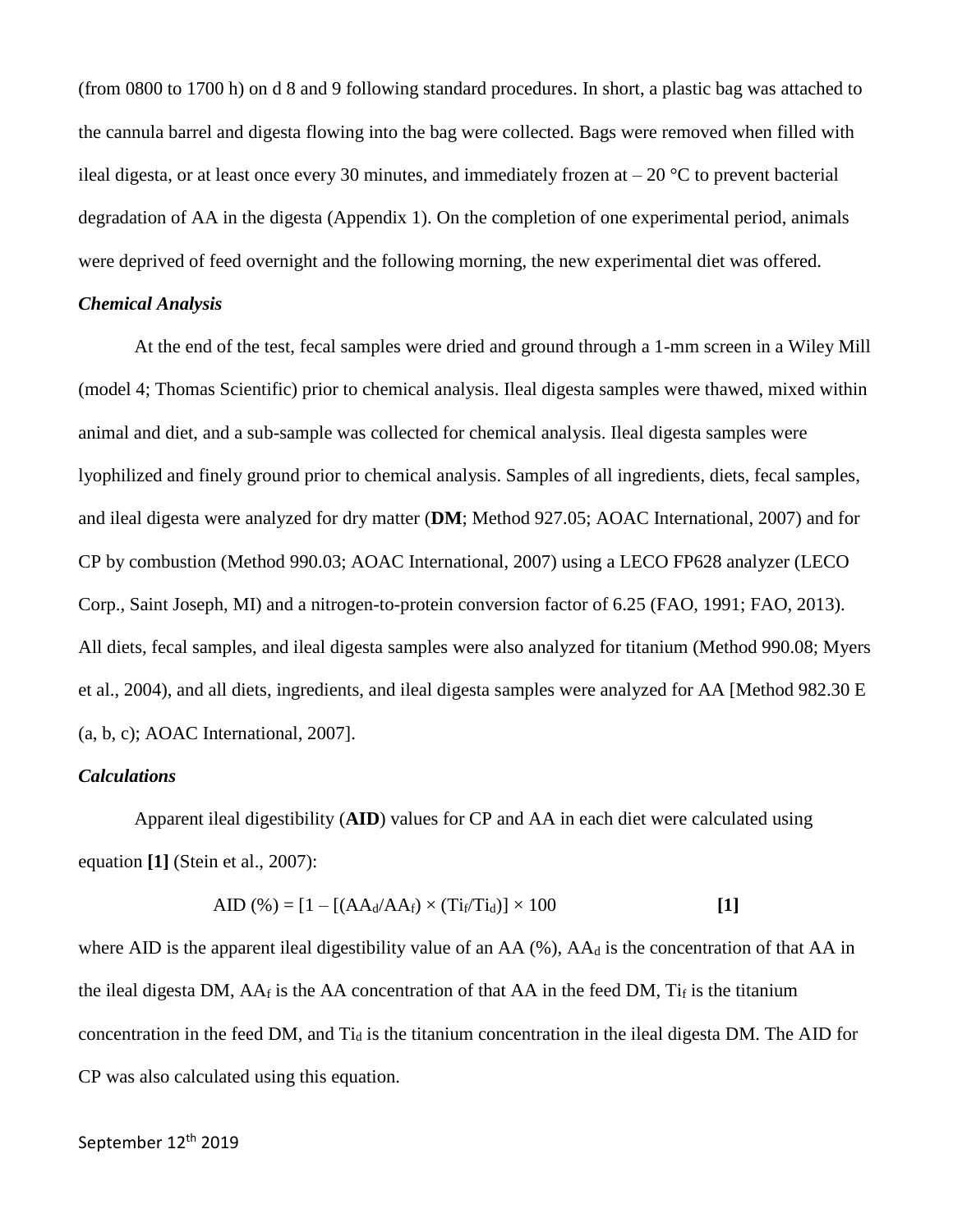(from 0800 to 1700 h) on d 8 and 9 following standard procedures. In short, a plastic bag was attached to the cannula barrel and digesta flowing into the bag were collected. Bags were removed when filled with ileal digesta, or at least once every 30 minutes, and immediately frozen at – 20 °C to prevent bacterial degradation of AA in the digesta (Appendix 1). On the completion of one experimental period, animals were deprived of feed overnight and the following morning, the new experimental diet was offered.

### *Chemical Analysis*

At the end of the test, fecal samples were dried and ground through a 1-mm screen in a Wiley Mill (model 4; Thomas Scientific) prior to chemical analysis. Ileal digesta samples were thawed, mixed within animal and diet, and a sub-sample was collected for chemical analysis. Ileal digesta samples were lyophilized and finely ground prior to chemical analysis. Samples of all ingredients, diets, fecal samples, and ileal digesta were analyzed for dry matter (**DM**; Method 927.05; AOAC International, 2007) and for CP by combustion (Method 990.03; AOAC International, 2007) using a LECO FP628 analyzer (LECO Corp., Saint Joseph, MI) and a nitrogen-to-protein conversion factor of 6.25 (FAO, 1991; FAO, 2013). All diets, fecal samples, and ileal digesta samples were also analyzed for titanium (Method 990.08; Myers et al., 2004), and all diets, ingredients, and ileal digesta samples were analyzed for AA [Method 982.30 E (a, b, c); AOAC International, 2007].

### *Calculations*

Apparent ileal digestibility (**AID**) values for CP and AA in each diet were calculated using equation **[1]** (Stein et al., 2007):

$$\text{AID (\%)} = [1 - [(AA_d/AA_f) \times (Ti_f/Ti_d)] \times 100 \qquad \textbf{[1]}$$

where AID is the apparent ileal digestibility value of an AA (%), $AA_d$ is the concentration of that AA in the ileal digesta DM, $AA_f$ is the AA concentration of that AA in the feed DM, $Ti_f$ is the titanium concentration in the feed DM, and $Ti_d$ is the titanium concentration in the ileal digesta DM. The AID for CP was also calculated using this equation.

September 12th 2019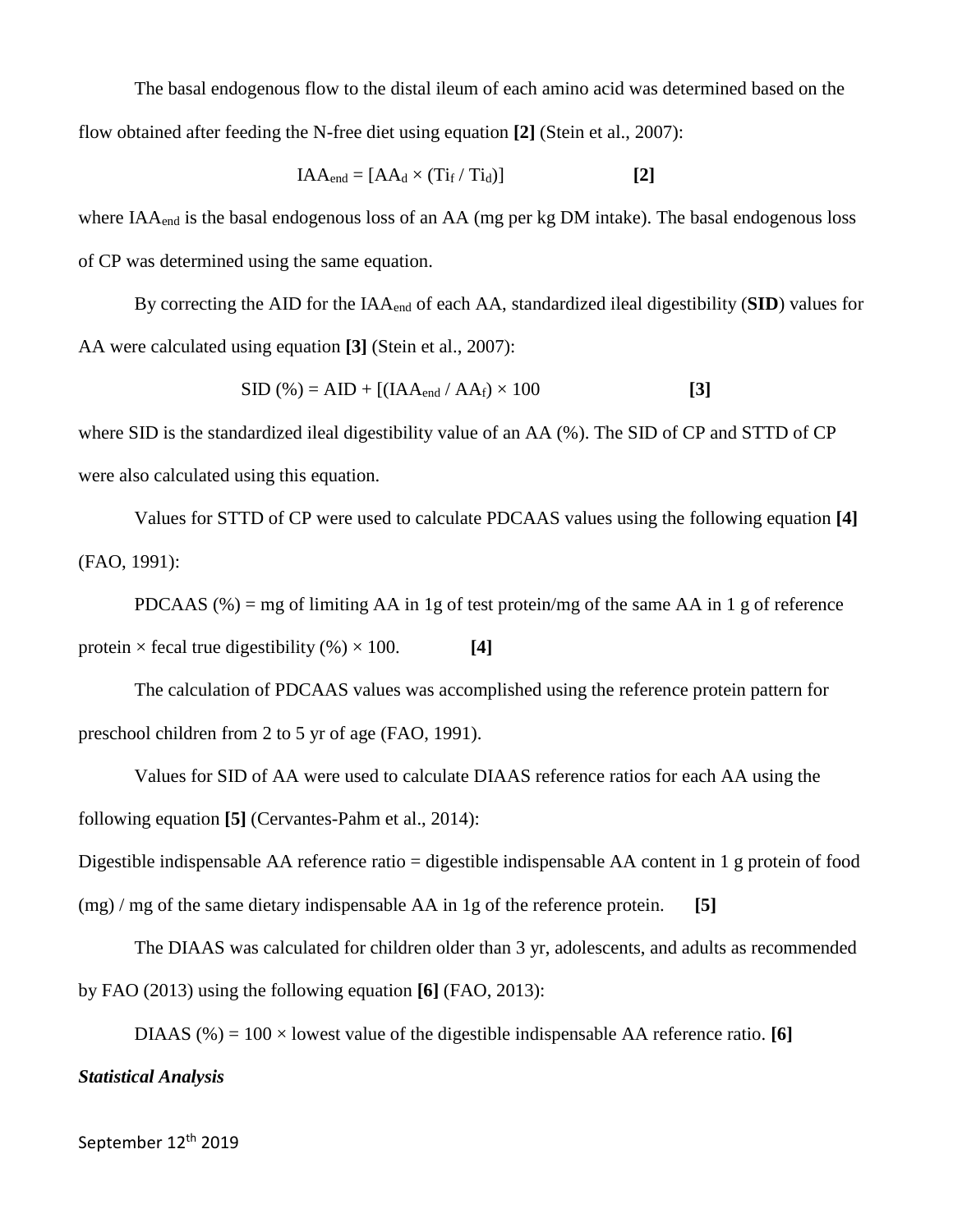The basal endogenous flow to the distal ileum of each amino acid was determined based on the flow obtained after feeding the N-free diet using equation **[2]** (Stein et al., 2007):

$$IAA_{end} = [AA_d \times (Ti_f / Ti_d)] \qquad \textbf{[2]}$$

where $IAA_{end}$ is the basal endogenous loss of an AA (mg per kg DM intake). The basal endogenous loss of CP was determined using the same equation.

By correcting the AID for the $IAA_{end}$ of each AA, standardized ileal digestibility (**SID**) values for AA were calculated using equation **[3]** (Stein et al., 2007):

$$SID\ (\%) = AID + [(IAA_{end} / AA_f) \times 100 \qquad \textbf{[3]}$$

where SID is the standardized ileal digestibility value of an AA (%). The SID of CP and STTD of CP were also calculated using this equation.

Values for STTD of CP were used to calculate PDCAAS values using the following equation **[4]** (FAO, 1991):

PDCAAS (%) = mg of limiting AA in 1g of test protein/mg of the same AA in 1 g of reference protein × fecal true digestibility (%) × 100. **[4]**

The calculation of PDCAAS values was accomplished using the reference protein pattern for preschool children from 2 to 5 yr of age (FAO, 1991).

Values for SID of AA were used to calculate DIAAS reference ratios for each AA using the following equation **[5]** (Cervantes-Pahm et al., 2014):

Digestible indispensable AA reference ratio = digestible indispensable AA content in 1 g protein of food (mg) / mg of the same dietary indispensable AA in 1g of the reference protein. **[5]**

The DIAAS was calculated for children older than 3 yr, adolescents, and adults as recommended by FAO (2013) using the following equation **[6]** (FAO, 2013):

DIAAS (%) = 100 × lowest value of the digestible indispensable AA reference ratio. **[6]**

***Statistical Analysis***

September 12th 2019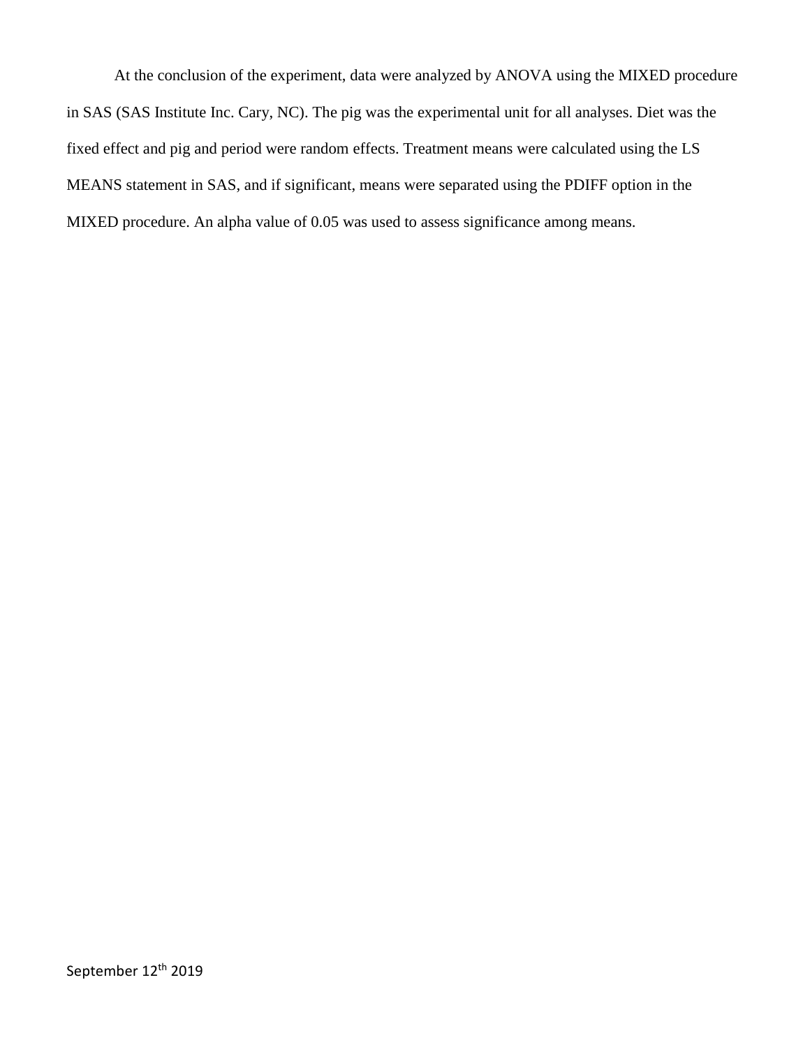At the conclusion of the experiment, data were analyzed by ANOVA using the MIXED procedure in SAS (SAS Institute Inc. Cary, NC). The pig was the experimental unit for all analyses. Diet was the fixed effect and pig and period were random effects. Treatment means were calculated using the LS MEANS statement in SAS, and if significant, means were separated using the PDIFF option in the MIXED procedure. An alpha value of 0.05 was used to assess significance among means.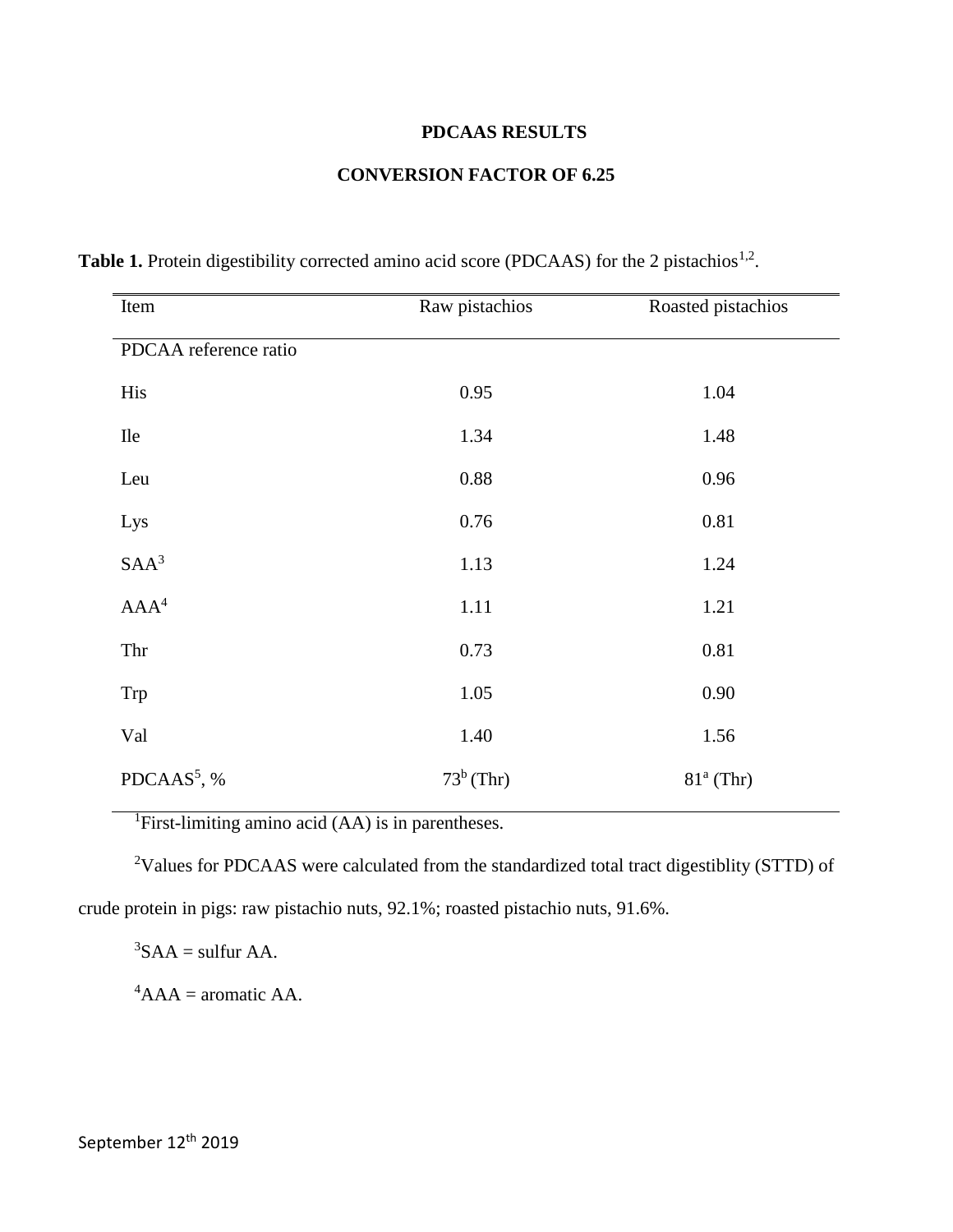**PDCAAS RESULTS**

**CONVERSION FACTOR OF 6.25**

**Table 1.** Protein digestibility corrected amino acid score (PDCAAS) for the 2 pistachios[1,2].

| Item | Raw pistachios | Roasted pistachios |
|---|---|---|
| PDCAA reference ratio | | |
| His | 0.95 | 1.04 |
| Ile | 1.34 | 1.48 |
| Leu | 0.88 | 0.96 |
| Lys | 0.76 | 0.81 |
| SAA[3] | 1.13 | 1.24 |
| AAA[4] | 1.11 | 1.21 |
| Thr | 0.73 | 0.81 |
| Trp | 1.05 | 0.90 |
| Val | 1.40 | 1.56 |
| PDCAAS[5], % | 73[b] (Thr) | 81[a] (Thr) |

[1]First-limiting amino acid (AA) is in parentheses.

[2]Values for PDCAAS were calculated from the standardized total tract digestiblity (STTD) of crude protein in pigs: raw pistachio nuts, 92.1%; roasted pistachio nuts, 91.6%.

[3]SAA = sulfur AA.

[4]AAA = aromatic AA.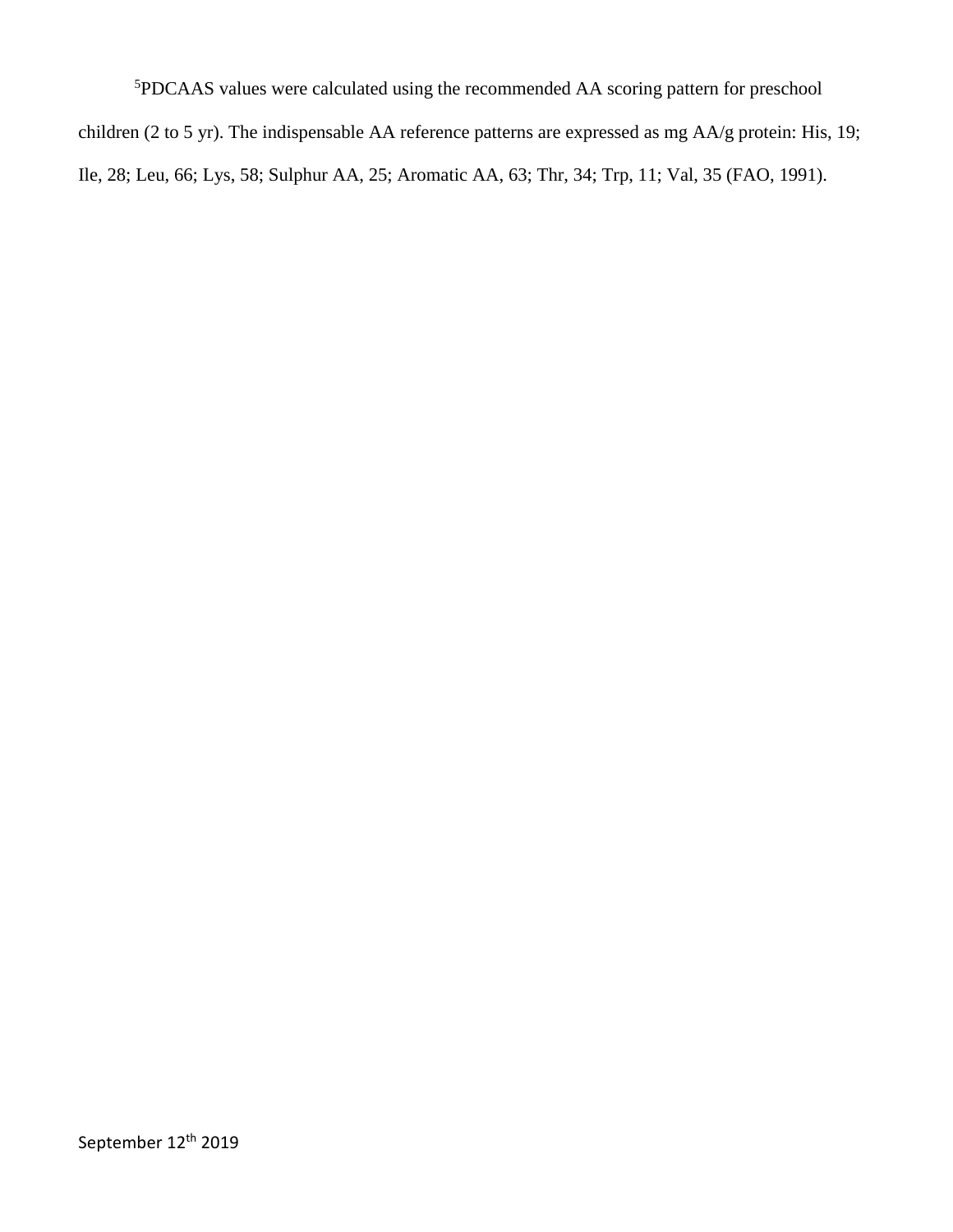[5]PDCAAS values were calculated using the recommended AA scoring pattern for preschool children (2 to 5 yr). The indispensable AA reference patterns are expressed as mg AA/g protein: His, 19; Ile, 28; Leu, 66; Lys, 58; Sulphur AA, 25; Aromatic AA, 63; Thr, 34; Trp, 11; Val, 35 (FAO, 1991).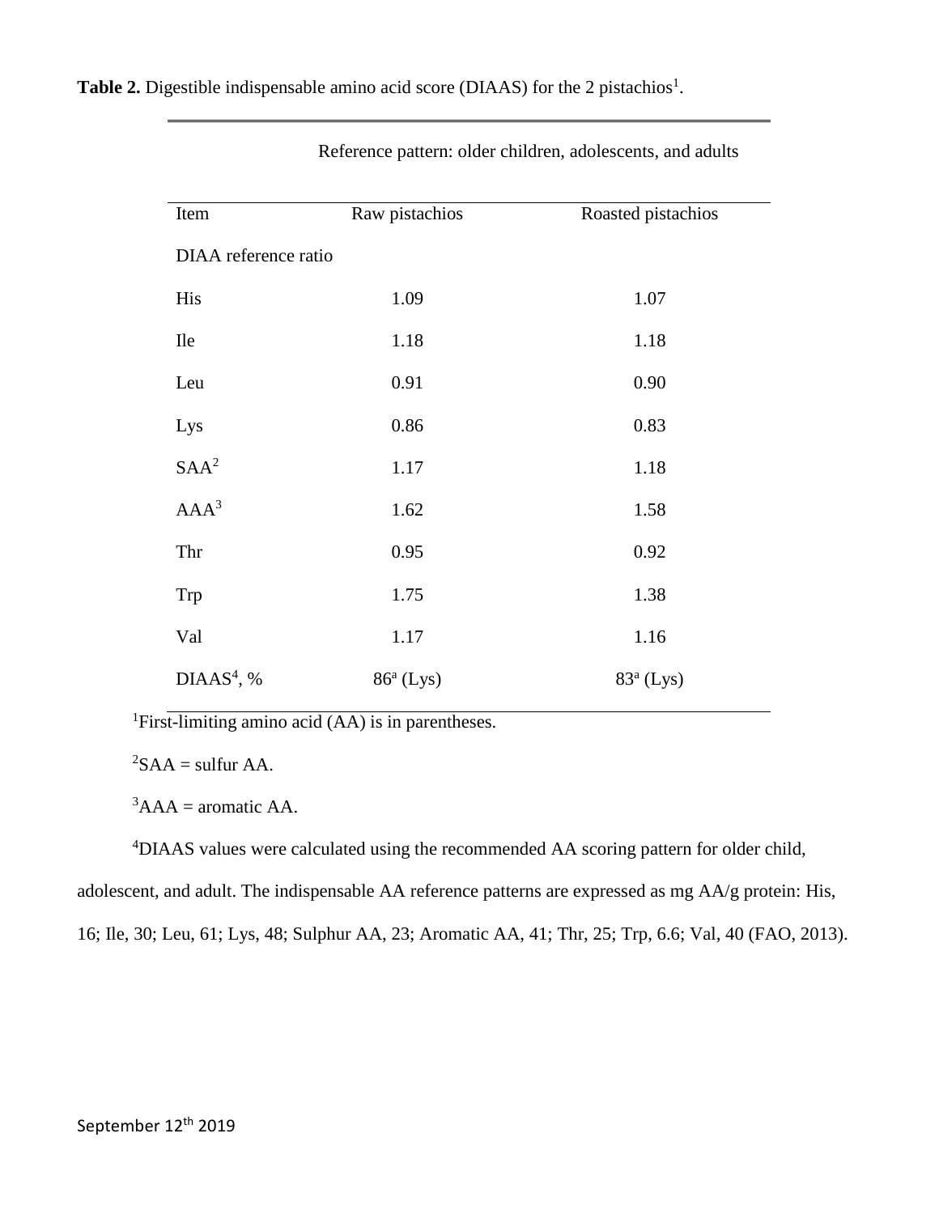**Table 2.** Digestible indispensable amino acid score (DIAAS) for the 2 pistachios[1].

| | Reference pattern: older children, adolescents, and adults | |
|---|---|---|
| Item | Raw pistachios | Roasted pistachios |
| DIAA reference ratio | | |
| His | 1.09 | 1.07 |
| Ile | 1.18 | 1.18 |
| Leu | 0.91 | 0.90 |
| Lys | 0.86 | 0.83 |
| SAA[2] | 1.17 | 1.18 |
| AAA[3] | 1.62 | 1.58 |
| Thr | 0.95 | 0.92 |
| Trp | 1.75 | 1.38 |
| Val | 1.17 | 1.16 |
| DIAAS[4], % | 86[a] (Lys) | 83[a] (Lys) |

[1]First-limiting amino acid (AA) is in parentheses.

[2]SAA = sulfur AA.

[3]AAA = aromatic AA.

[4]DIAAS values were calculated using the recommended AA scoring pattern for older child, adolescent, and adult. The indispensable AA reference patterns are expressed as mg AA/g protein: His, 16; Ile, 30; Leu, 61; Lys, 48; Sulphur AA, 23; Aromatic AA, 41; Thr, 25; Trp, 6.6; Val, 40 (FAO, 2013).

September 12th 2019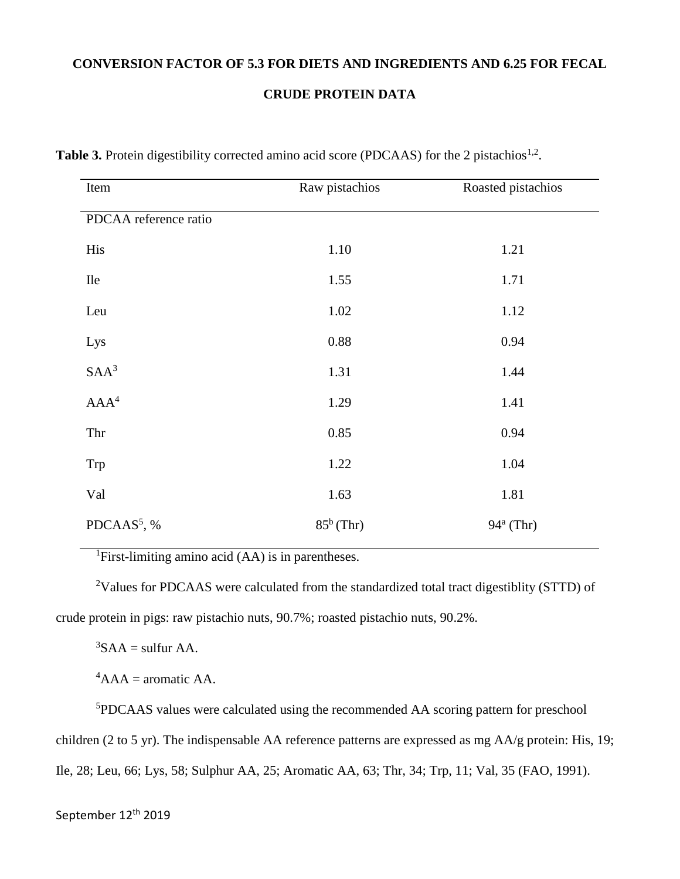**CONVERSION FACTOR OF 5.3 FOR DIETS AND INGREDIENTS AND 6.25 FOR FECAL CRUDE PROTEIN DATA**

**Table 3.** Protein digestibility corrected amino acid score (PDCAAS) for the 2 pistachios[1,2].

| Item | Raw pistachios | Roasted pistachios |
|---|---|---|
| PDCAA reference ratio | | |
| His | 1.10 | 1.21 |
| Ile | 1.55 | 1.71 |
| Leu | 1.02 | 1.12 |
| Lys | 0.88 | 0.94 |
| SAA[3] | 1.31 | 1.44 |
| AAA[4] | 1.29 | 1.41 |
| Thr | 0.85 | 0.94 |
| Trp | 1.22 | 1.04 |
| Val | 1.63 | 1.81 |
| PDCAAS[5], % | 85[b] (Thr) | 94[a] (Thr) |

[1]First-limiting amino acid (AA) is in parentheses.

[2]Values for PDCAAS were calculated from the standardized total tract digestiblity (STTD) of crude protein in pigs: raw pistachio nuts, 90.7%; roasted pistachio nuts, 90.2%.

[3]SAA = sulfur AA.

[4]AAA = aromatic AA.

[5]PDCAAS values were calculated using the recommended AA scoring pattern for preschool children (2 to 5 yr). The indispensable AA reference patterns are expressed as mg AA/g protein: His, 19; Ile, 28; Leu, 66; Lys, 58; Sulphur AA, 25; Aromatic AA, 63; Thr, 34; Trp, 11; Val, 35 (FAO, 1991).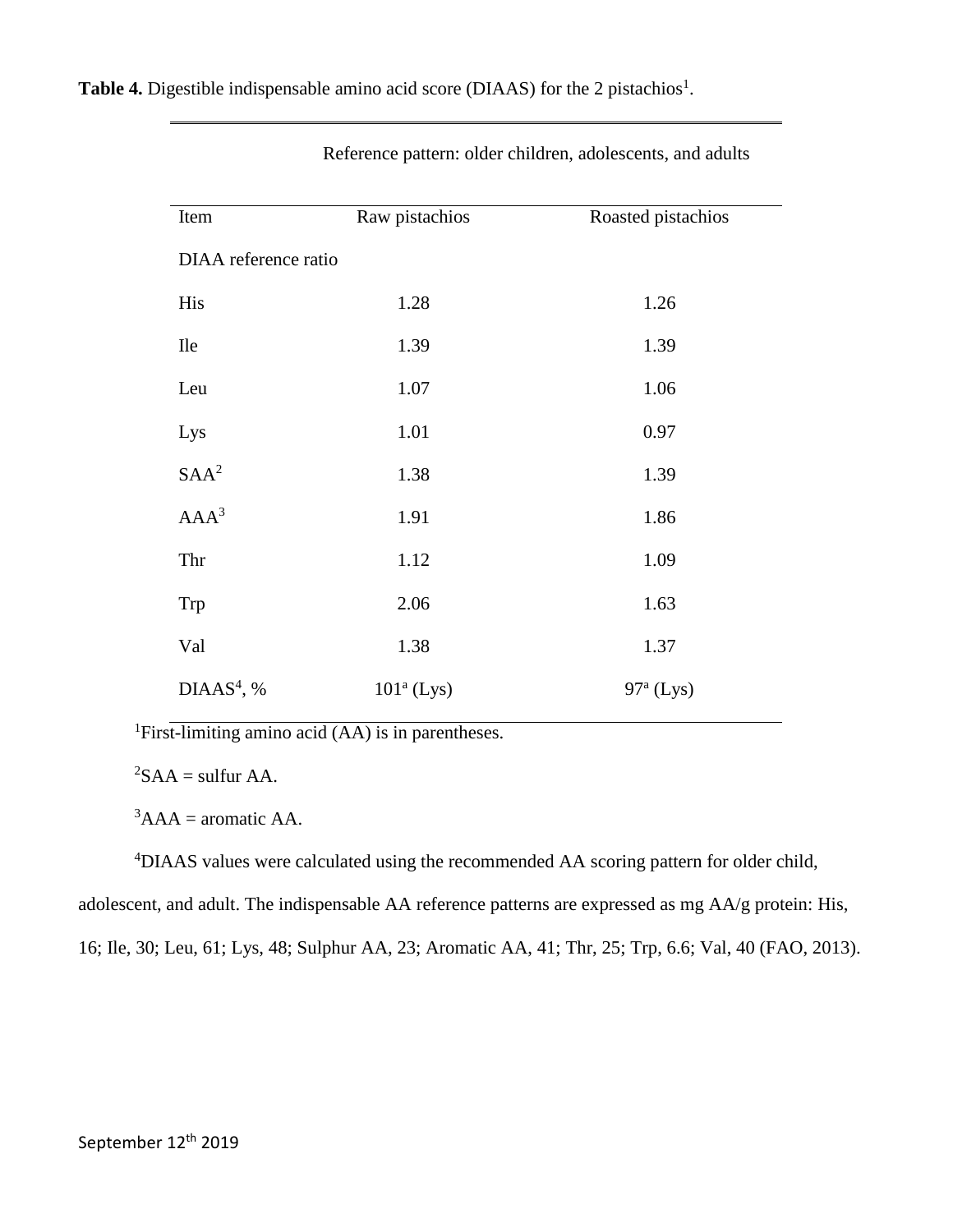**Table 4.** Digestible indispensable amino acid score (DIAAS) for the 2 pistachios[1].

| | Reference pattern: older children, adolescents, and adults | |
|---|---|---|
| Item | Raw pistachios | Roasted pistachios |
| DIAA reference ratio | | |
| His | 1.28 | 1.26 |
| Ile | 1.39 | 1.39 |
| Leu | 1.07 | 1.06 |
| Lys | 1.01 | 0.97 |
| SAA[2] | 1.38 | 1.39 |
| AAA[3] | 1.91 | 1.86 |
| Thr | 1.12 | 1.09 |
| Trp | 2.06 | 1.63 |
| Val | 1.38 | 1.37 |
| DIAAS[4], % | 101[a] (Lys) | 97[a] (Lys) |

[1]First-limiting amino acid (AA) is in parentheses.

[2]SAA = sulfur AA.

[3]AAA = aromatic AA.

[4]DIAAS values were calculated using the recommended AA scoring pattern for older child, adolescent, and adult. The indispensable AA reference patterns are expressed as mg AA/g protein: His, 16; Ile, 30; Leu, 61; Lys, 48; Sulphur AA, 23; Aromatic AA, 41; Thr, 25; Trp, 6.6; Val, 40 (FAO, 2013).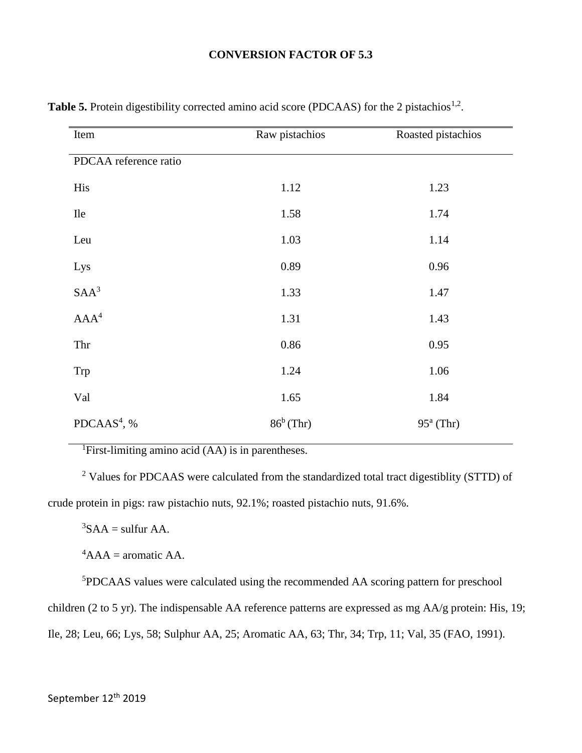**CONVERSION FACTOR OF 5.3**

**Table 5.** Protein digestibility corrected amino acid score (PDCAAS) for the 2 pistachios[1,2].

| Item | Raw pistachios | Roasted pistachios |
|---|---|---|
| PDCAA reference ratio | | |
| His | 1.12 | 1.23 |
| Ile | 1.58 | 1.74 |
| Leu | 1.03 | 1.14 |
| Lys | 0.89 | 0.96 |
| SAA[3] | 1.33 | 1.47 |
| AAA[4] | 1.31 | 1.43 |
| Thr | 0.86 | 0.95 |
| Trp | 1.24 | 1.06 |
| Val | 1.65 | 1.84 |
| PDCAAS[4], % | 86[b] (Thr) | 95[a] (Thr) |

[1]First-limiting amino acid (AA) is in parentheses.

[2] Values for PDCAAS were calculated from the standardized total tract digestiblity (STTD) of crude protein in pigs: raw pistachio nuts, 92.1%; roasted pistachio nuts, 91.6%.

[3]SAA = sulfur AA.

[4]AAA = aromatic AA.

[5]PDCAAS values were calculated using the recommended AA scoring pattern for preschool children (2 to 5 yr). The indispensable AA reference patterns are expressed as mg AA/g protein: His, 19; Ile, 28; Leu, 66; Lys, 58; Sulphur AA, 25; Aromatic AA, 63; Thr, 34; Trp, 11; Val, 35 (FAO, 1991).

September 12th 2019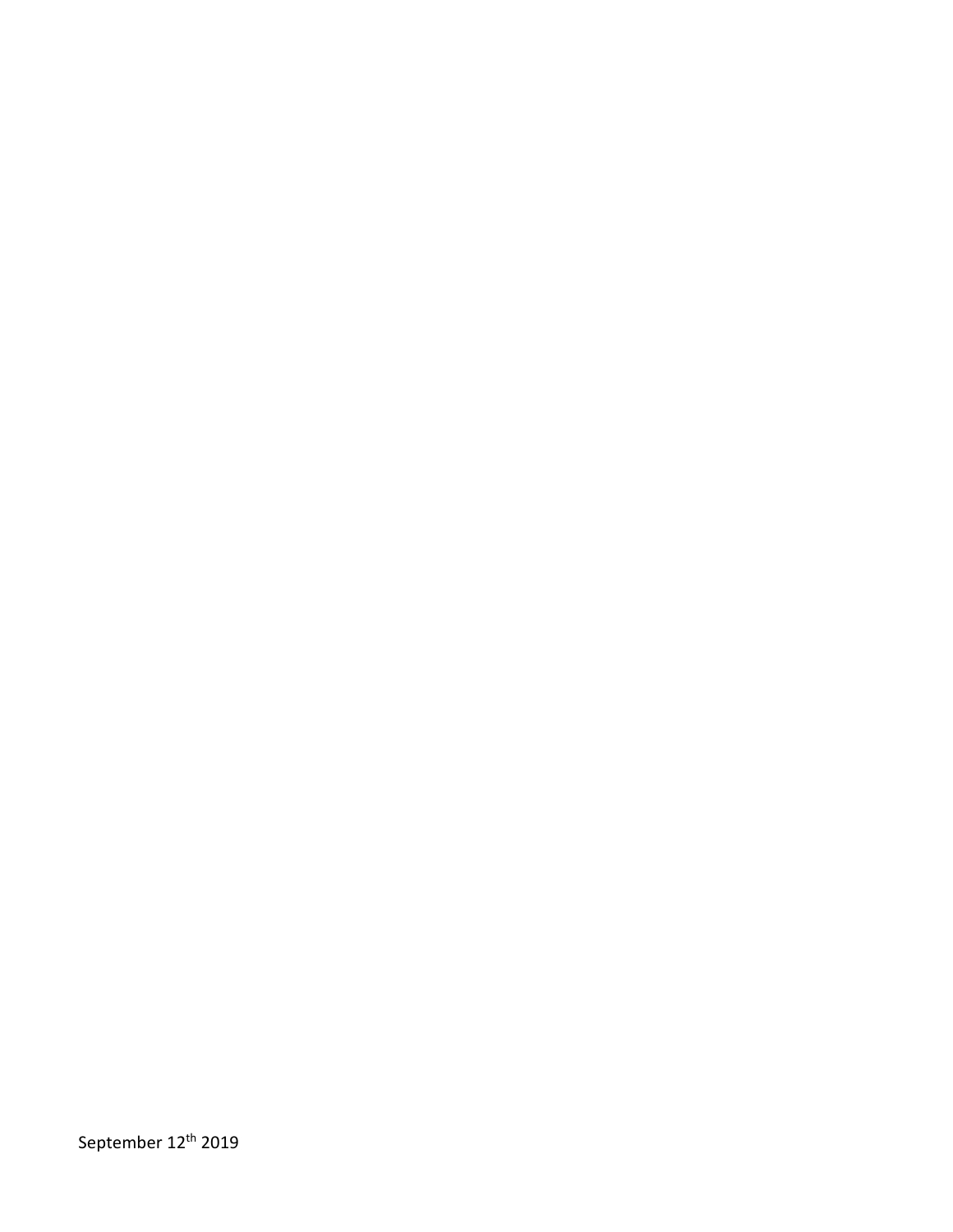September 12th 2019